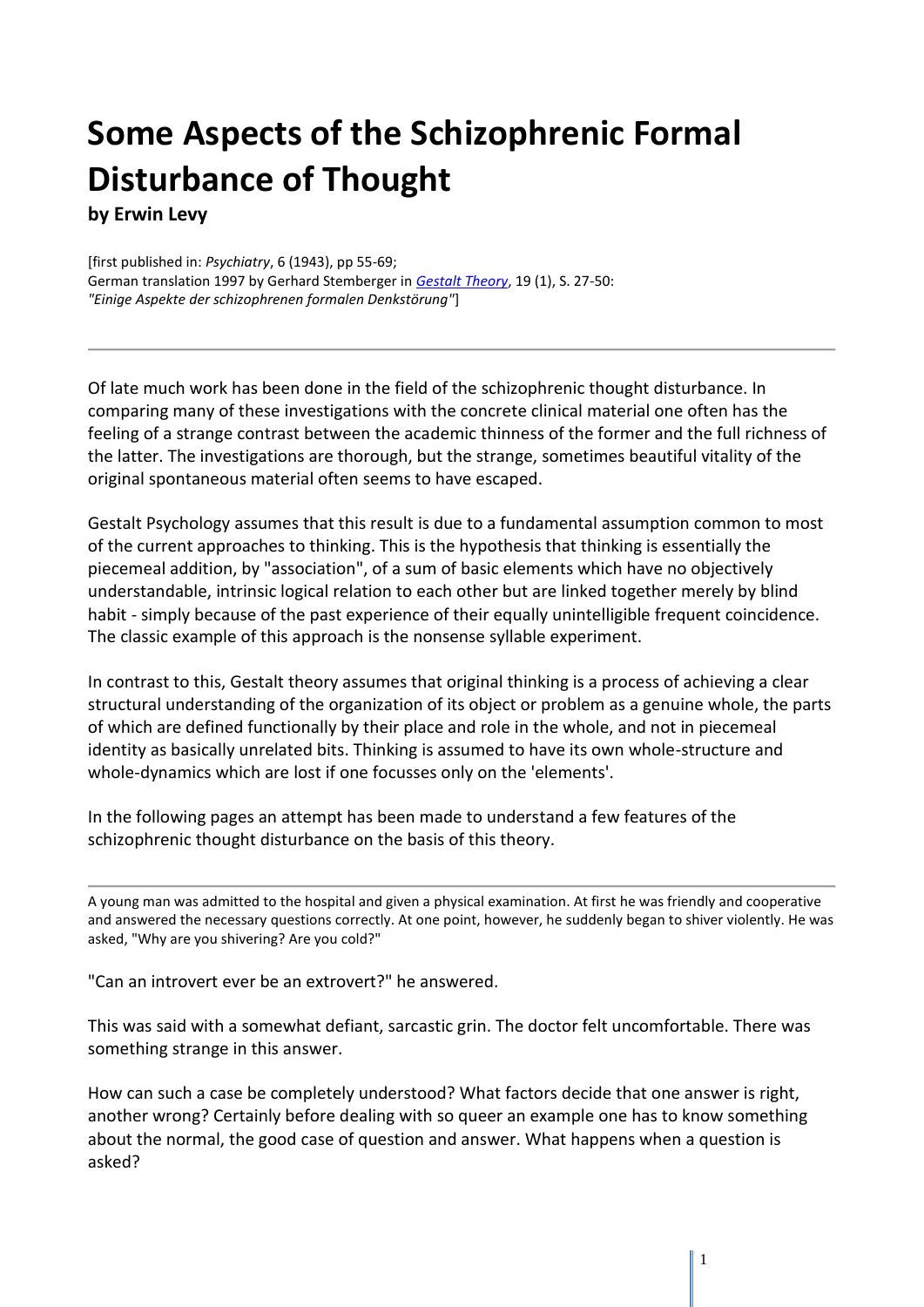# Some Aspects of the Schizophrenic Formal Disturbance of Thought

**by Erwin Levy**

[first published in: *Psychiatry*, 6 (1943), pp 55-69;
German translation 1997 by Gerhard Stemberger in *Gestalt Theory*, 19 (1), S. 27-50:
*"Einige Aspekte der schizophrenen formalen Denkstörung"*]

---

Of late much work has been done in the field of the schizophrenic thought disturbance. In comparing many of these investigations with the concrete clinical material one often has the feeling of a strange contrast between the academic thinness of the former and the full richness of the latter. The investigations are thorough, but the strange, sometimes beautiful vitality of the original spontaneous material often seems to have escaped.

Gestalt Psychology assumes that this result is due to a fundamental assumption common to most of the current approaches to thinking. This is the hypothesis that thinking is essentially the piecemeal addition, by "association", of a sum of basic elements which have no objectively understandable, intrinsic logical relation to each other but are linked together merely by blind habit - simply because of the past experience of their equally unintelligible frequent coincidence. The classic example of this approach is the nonsense syllable experiment.

In contrast to this, Gestalt theory assumes that original thinking is a process of achieving a clear structural understanding of the organization of its object or problem as a genuine whole, the parts of which are defined functionally by their place and role in the whole, and not in piecemeal identity as basically unrelated bits. Thinking is assumed to have its own whole-structure and whole-dynamics which are lost if one focusses only on the 'elements'.

In the following pages an attempt has been made to understand a few features of the schizophrenic thought disturbance on the basis of this theory.

---

A young man was admitted to the hospital and given a physical examination. At first he was friendly and cooperative and answered the necessary questions correctly. At one point, however, he suddenly began to shiver violently. He was asked, "Why are you shivering? Are you cold?"

"Can an introvert ever be an extrovert?" he answered.

This was said with a somewhat defiant, sarcastic grin. The doctor felt uncomfortable. There was something strange in this answer.

How can such a case be completely understood? What factors decide that one answer is right, another wrong? Certainly before dealing with so queer an example one has to know something about the normal, the good case of question and answer. What happens when a question is asked?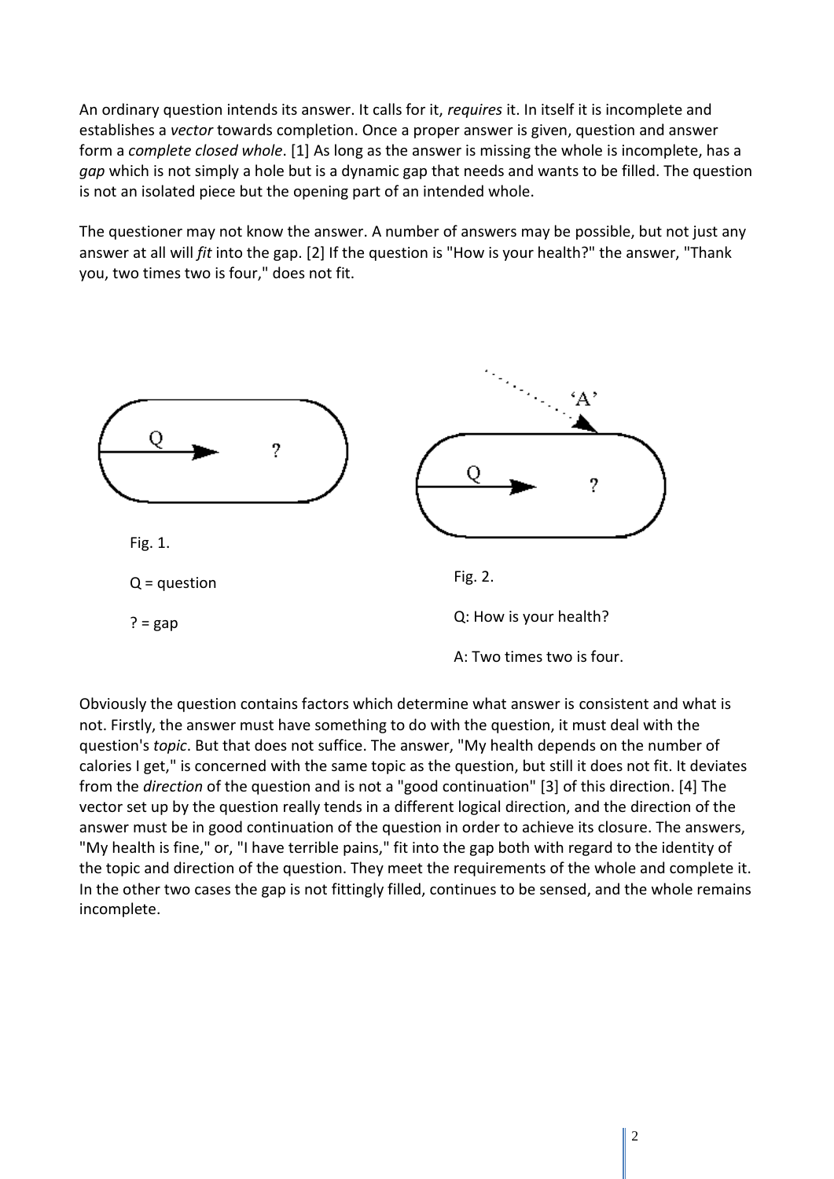An ordinary question intends its answer. It calls for it, *requires* it. In itself it is incomplete and establishes a *vector* towards completion. Once a proper answer is given, question and answer form a *complete closed whole*. [1] As long as the answer is missing the whole is incomplete, has a *gap* which is not simply a hole but is a dynamic gap that needs and wants to be filled. The question is not an isolated piece but the opening part of an intended whole.

The questioner may not know the answer. A number of answers may be possible, but not just any answer at all will *fit* into the gap. [2] If the question is "How is your health?" the answer, "Thank you, two times two is four," does not fit.

Fig. 1.

Q = question

? = gap

Fig. 2.

Q: How is your health?

A: Two times two is four.

Obviously the question contains factors which determine what answer is consistent and what is not. Firstly, the answer must have something to do with the question, it must deal with the question's *topic*. But that does not suffice. The answer, "My health depends on the number of calories I get," is concerned with the same topic as the question, but still it does not fit. It deviates from the *direction* of the question and is not a "good continuation" [3] of this direction. [4] The vector set up by the question really tends in a different logical direction, and the direction of the answer must be in good continuation of the question in order to achieve its closure. The answers, "My health is fine," or, "I have terrible pains," fit into the gap both with regard to the identity of the topic and direction of the question. They meet the requirements of the whole and complete it. In the other two cases the gap is not fittingly filled, continues to be sensed, and the whole remains incomplete.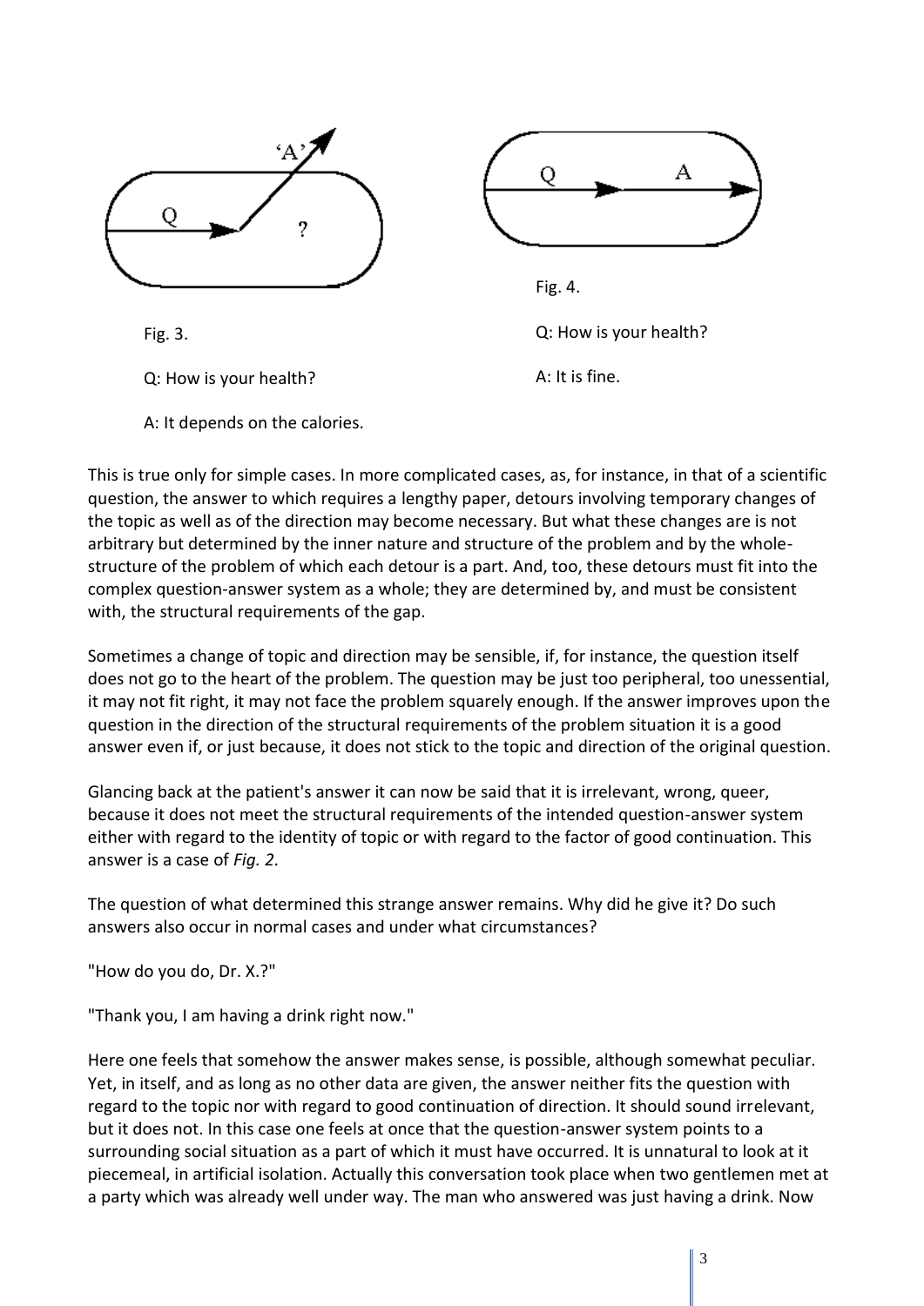‘A’

Q

?

Fig. 3.

Q: How is your health?

A: It depends on the calories.

Q

A

Fig. 4.

Q: How is your health?

A: It is fine.

This is true only for simple cases. In more complicated cases, as, for instance, in that of a scientific question, the answer to which requires a lengthy paper, detours involving temporary changes of the topic as well as of the direction may become necessary. But what these changes are is not arbitrary but determined by the inner nature and structure of the problem and by the whole-structure of the problem of which each detour is a part. And, too, these detours must fit into the complex question-answer system as a whole; they are determined by, and must be consistent with, the structural requirements of the gap.

Sometimes a change of topic and direction may be sensible, if, for instance, the question itself does not go to the heart of the problem. The question may be just too peripheral, too unessential, it may not fit right, it may not face the problem squarely enough. If the answer improves upon the question in the direction of the structural requirements of the problem situation it is a good answer even if, or just because, it does not stick to the topic and direction of the original question.

Glancing back at the patient's answer it can now be said that it is irrelevant, wrong, queer, because it does not meet the structural requirements of the intended question-answer system either with regard to the identity of topic or with regard to the factor of good continuation. This answer is a case of *Fig. 2*.

The question of what determined this strange answer remains. Why did he give it? Do such answers also occur in normal cases and under what circumstances?

"How do you do, Dr. X.?"

"Thank you, I am having a drink right now."

Here one feels that somehow the answer makes sense, is possible, although somewhat peculiar. Yet, in itself, and as long as no other data are given, the answer neither fits the question with regard to the topic nor with regard to good continuation of direction. It should sound irrelevant, but it does not. In this case one feels at once that the question-answer system points to a surrounding social situation as a part of which it must have occurred. It is unnatural to look at it piecemeal, in artificial isolation. Actually this conversation took place when two gentlemen met at a party which was already well under way. The man who answered was just having a drink. Now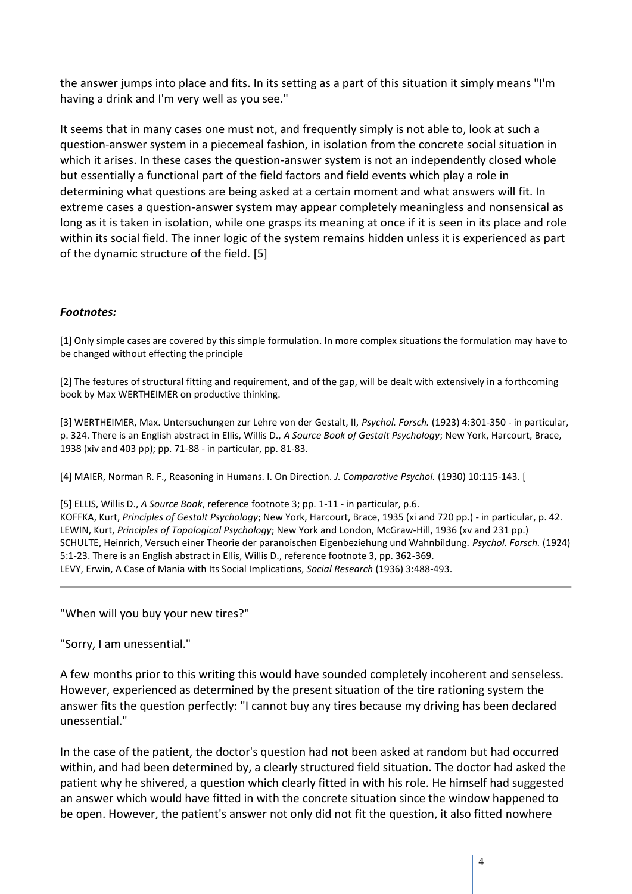the answer jumps into place and fits. In its setting as a part of this situation it simply means "I'm having a drink and I'm very well as you see."

It seems that in many cases one must not, and frequently simply is not able to, look at such a question-answer system in a piecemeal fashion, in isolation from the concrete social situation in which it arises. In these cases the question-answer system is not an independently closed whole but essentially a functional part of the field factors and field events which play a role in determining what questions are being asked at a certain moment and what answers will fit. In extreme cases a question-answer system may appear completely meaningless and nonsensical as long as it is taken in isolation, while one grasps its meaning at once if it is seen in its place and role within its social field. The inner logic of the system remains hidden unless it is experienced as part of the dynamic structure of the field. [5]

### *Footnotes:*

[1] Only simple cases are covered by this simple formulation. In more complex situations the formulation may have to be changed without effecting the principle

[2] The features of structural fitting and requirement, and of the gap, will be dealt with extensively in a forthcoming book by Max WERTHEIMER on productive thinking.

[3] WERTHEIMER, Max. Untersuchungen zur Lehre von der Gestalt, II, *Psychol. Forsch.* (1923) 4:301-350 - in particular, p. 324. There is an English abstract in Ellis, Willis D., *A Source Book of Gestalt Psychology*; New York, Harcourt, Brace, 1938 (xiv and 403 pp); pp. 71-88 - in particular, pp. 81-83.

[4] MAIER, Norman R. F., Reasoning in Humans. I. On Direction. *J. Comparative Psychol.* (1930) 10:115-143. [

[5] ELLIS, Willis D., *A Source Book*, reference footnote 3; pp. 1-11 - in particular, p.6.
KOFFKA, Kurt, *Principles of Gestalt Psychology*; New York, Harcourt, Brace, 1935 (xi and 720 pp.) - in particular, p. 42.
LEWIN, Kurt, *Principles of Topological Psychology*; New York and London, McGraw-Hill, 1936 (xv and 231 pp.)
SCHULTE, Heinrich, Versuch einer Theorie der paranoischen Eigenbeziehung und Wahnbildung. *Psychol. Forsch.* (1924) 5:1-23. There is an English abstract in Ellis, Willis D., reference footnote 3, pp. 362-369.
LEVY, Erwin, A Case of Mania with Its Social Implications, *Social Research* (1936) 3:488-493.

---

"When will you buy your new tires?"

"Sorry, I am unessential."

A few months prior to this writing this would have sounded completely incoherent and senseless. However, experienced as determined by the present situation of the tire rationing system the answer fits the question perfectly: "I cannot buy any tires because my driving has been declared unessential."

In the case of the patient, the doctor's question had not been asked at random but had occurred within, and had been determined by, a clearly structured field situation. The doctor had asked the patient why he shivered, a question which clearly fitted in with his role. He himself had suggested an answer which would have fitted in with the concrete situation since the window happened to be open. However, the patient's answer not only did not fit the question, it also fitted nowhere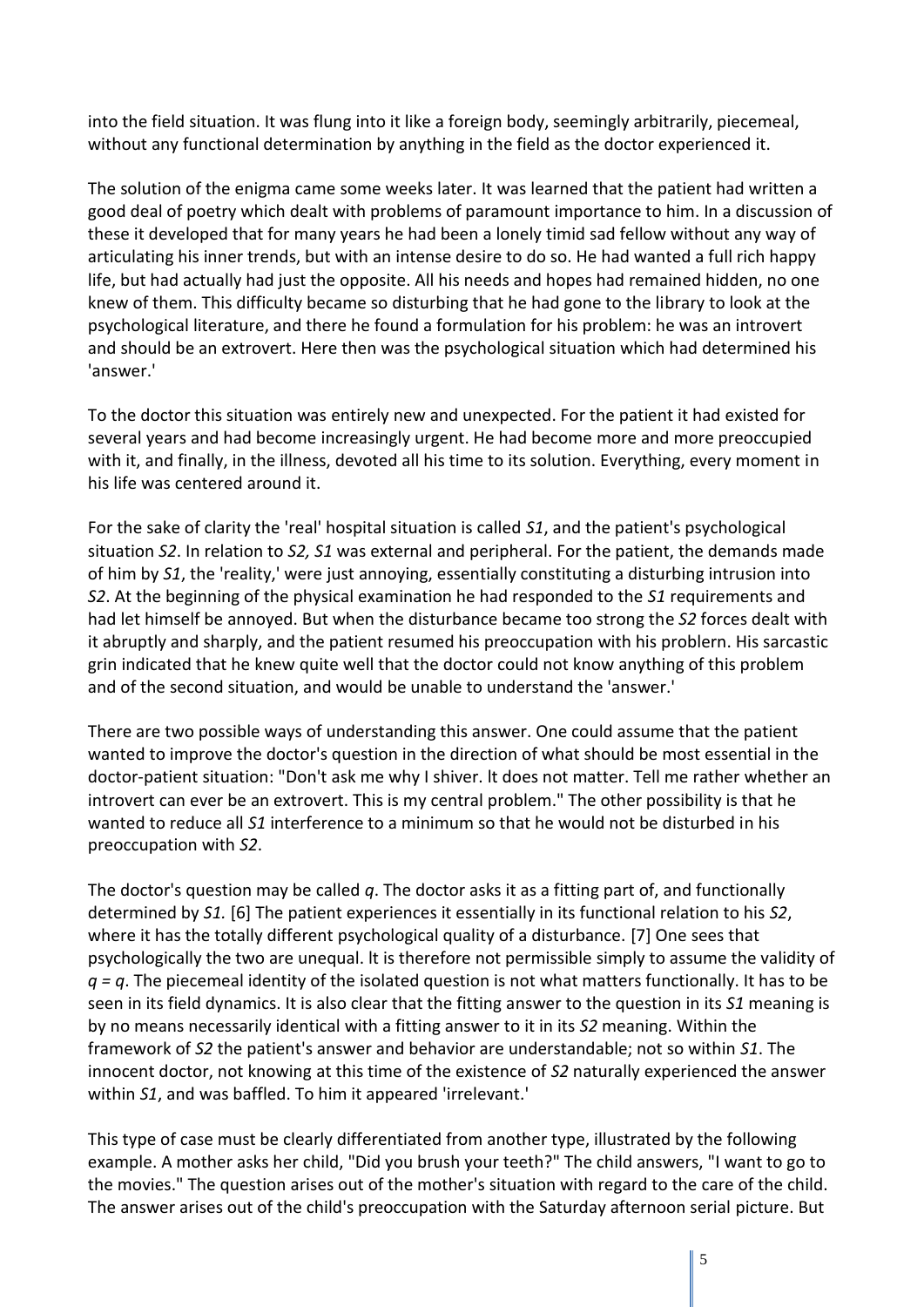into the field situation. It was flung into it like a foreign body, seemingly arbitrarily, piecemeal, without any functional determination by anything in the field as the doctor experienced it.

The solution of the enigma came some weeks later. It was learned that the patient had written a good deal of poetry which dealt with problems of paramount importance to him. In a discussion of these it developed that for many years he had been a lonely timid sad fellow without any way of articulating his inner trends, but with an intense desire to do so. He had wanted a full rich happy life, but had actually had just the opposite. All his needs and hopes had remained hidden, no one knew of them. This difficulty became so disturbing that he had gone to the library to look at the psychological literature, and there he found a formulation for his problem: he was an introvert and should be an extrovert. Here then was the psychological situation which had determined his 'answer.'

To the doctor this situation was entirely new and unexpected. For the patient it had existed for several years and had become increasingly urgent. He had become more and more preoccupied with it, and finally, in the illness, devoted all his time to its solution. Everything, every moment in his life was centered around it.

For the sake of clarity the 'real' hospital situation is called *S1*, and the patient's psychological situation *S2*. In relation to *S2, S1* was external and peripheral. For the patient, the demands made of him by *S1*, the 'reality,' were just annoying, essentially constituting a disturbing intrusion into *S2*. At the beginning of the physical examination he had responded to the *S1* requirements and had let himself be annoyed. But when the disturbance became too strong the *S2* forces dealt with it abruptly and sharply, and the patient resumed his preoccupation with his problern. His sarcastic grin indicated that he knew quite well that the doctor could not know anything of this problem and of the second situation, and would be unable to understand the 'answer.'

There are two possible ways of understanding this answer. One could assume that the patient wanted to improve the doctor's question in the direction of what should be most essential in the doctor-patient situation: "Don't ask me why I shiver. It does not matter. Tell me rather whether an introvert can ever be an extrovert. This is my central problem." The other possibility is that he wanted to reduce all *S1* interference to a minimum so that he would not be disturbed in his preoccupation with *S2*.

The doctor's question may be called *q*. The doctor asks it as a fitting part of, and functionally determined by *S1.* [6] The patient experiences it essentially in its functional relation to his *S2*, where it has the totally different psychological quality of a disturbance. [7] One sees that psychologically the two are unequal. It is therefore not permissible simply to assume the validity of $q = q$. The piecemeal identity of the isolated question is not what matters functionally. It has to be seen in its field dynamics. It is also clear that the fitting answer to the question in its *S1* meaning is by no means necessarily identical with a fitting answer to it in its *S2* meaning. Within the framework of *S2* the patient's answer and behavior are understandable; not so within *S1*. The innocent doctor, not knowing at this time of the existence of *S2* naturally experienced the answer within *S1*, and was baffled. To him it appeared 'irrelevant.'

This type of case must be clearly differentiated from another type, illustrated by the following example. A mother asks her child, "Did you brush your teeth?" The child answers, "I want to go to the movies." The question arises out of the mother's situation with regard to the care of the child. The answer arises out of the child's preoccupation with the Saturday afternoon serial picture. But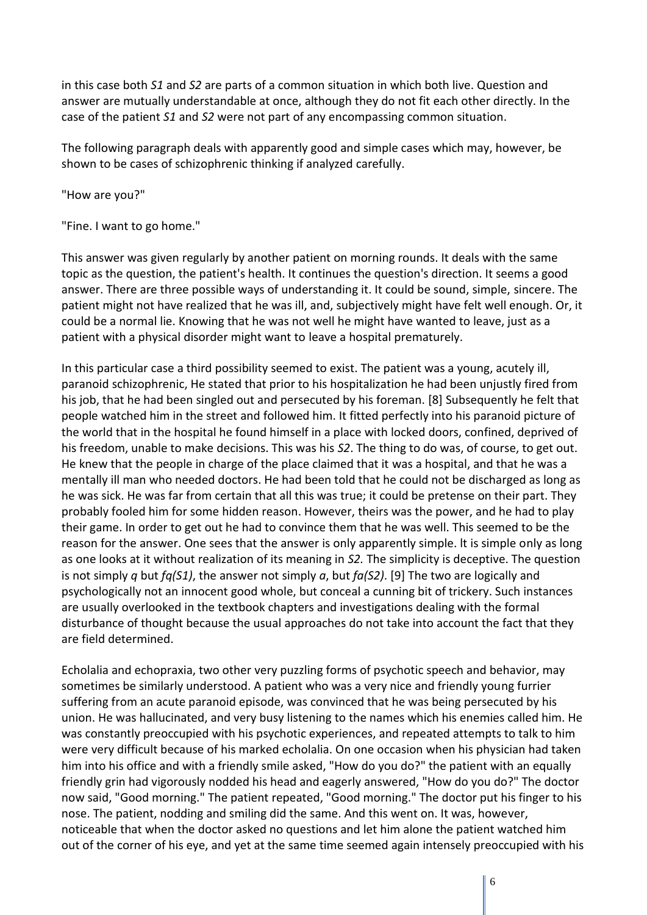in this case both *S1* and *S2* are parts of a common situation in which both live. Question and answer are mutually understandable at once, although they do not fit each other directly. In the case of the patient *S1* and *S2* were not part of any encompassing common situation.

The following paragraph deals with apparently good and simple cases which may, however, be shown to be cases of schizophrenic thinking if analyzed carefully.

"How are you?"

"Fine. I want to go home."

This answer was given regularly by another patient on morning rounds. It deals with the same topic as the question, the patient's health. It continues the question's direction. It seems a good answer. There are three possible ways of understanding it. It could be sound, simple, sincere. The patient might not have realized that he was ill, and, subjectively might have felt well enough. Or, it could be a normal lie. Knowing that he was not well he might have wanted to leave, just as a patient with a physical disorder might want to leave a hospital prematurely.

In this particular case a third possibility seemed to exist. The patient was a young, acutely ill, paranoid schizophrenic, He stated that prior to his hospitalization he had been unjustly fired from his job, that he had been singled out and persecuted by his foreman. [8] Subsequently he felt that people watched him in the street and followed him. It fitted perfectly into his paranoid picture of the world that in the hospital he found himself in a place with locked doors, confined, deprived of his freedom, unable to make decisions. This was his *S2*. The thing to do was, of course, to get out. He knew that the people in charge of the place claimed that it was a hospital, and that he was a mentally ill man who needed doctors. He had been told that he could not be discharged as long as he was sick. He was far from certain that all this was true; it could be pretense on their part. They probably fooled him for some hidden reason. However, theirs was the power, and he had to play their game. In order to get out he had to convince them that he was well. This seemed to be the reason for the answer. One sees that the answer is only apparently simple. It is simple only as long as one looks at it without realization of its meaning in *S2.* The simplicity is deceptive. The question is not simply *q* but *fq(S1)*, the answer not simply *a*, but *fa(S2)*. [9] The two are logically and psychologically not an innocent good whole, but conceal a cunning bit of trickery. Such instances are usually overlooked in the textbook chapters and investigations dealing with the formal disturbance of thought because the usual approaches do not take into account the fact that they are field determined.

Echolalia and echopraxia, two other very puzzling forms of psychotic speech and behavior, may sometimes be similarly understood. A patient who was a very nice and friendly young furrier suffering from an acute paranoid episode, was convinced that he was being persecuted by his union. He was hallucinated, and very busy listening to the names which his enemies called him. He was constantly preoccupied with his psychotic experiences, and repeated attempts to talk to him were very difficult because of his marked echolalia. On one occasion when his physician had taken him into his office and with a friendly smile asked, "How do you do?" the patient with an equally friendly grin had vigorously nodded his head and eagerly answered, "How do you do?" The doctor now said, "Good morning." The patient repeated, "Good morning." The doctor put his finger to his nose. The patient, nodding and smiling did the same. And this went on. It was, however, noticeable that when the doctor asked no questions and let him alone the patient watched him out of the corner of his eye, and yet at the same time seemed again intensely preoccupied with his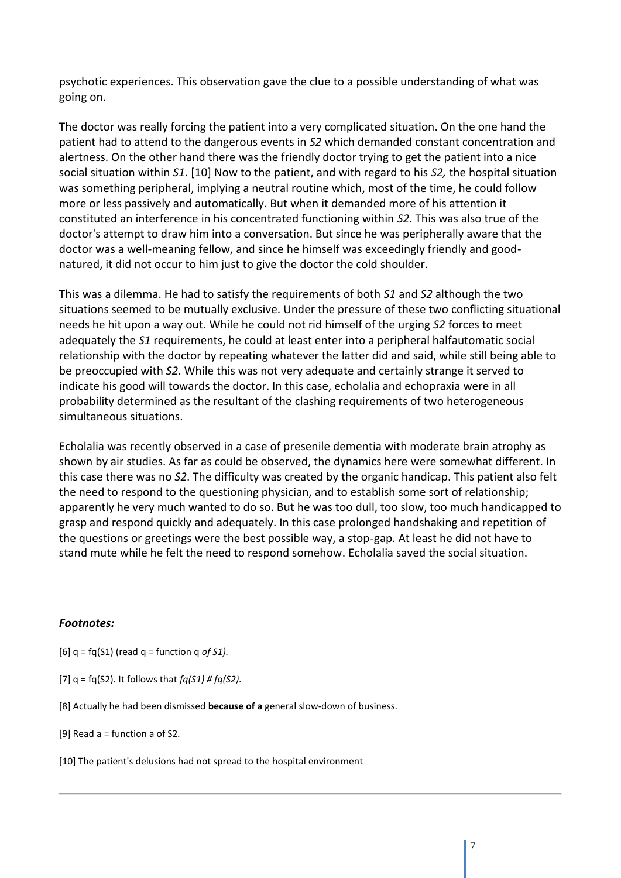psychotic experiences. This observation gave the clue to a possible understanding of what was going on.

The doctor was really forcing the patient into a very complicated situation. On the one hand the patient had to attend to the dangerous events in *S2* which demanded constant concentration and alertness. On the other hand there was the friendly doctor trying to get the patient into a nice social situation within *S1*. [10] Now to the patient, and with regard to his *S2,* the hospital situation was something peripheral, implying a neutral routine which, most of the time, he could follow more or less passively and automatically. But when it demanded more of his attention it constituted an interference in his concentrated functioning within *S2*. This was also true of the doctor's attempt to draw him into a conversation. But since he was peripherally aware that the doctor was a well-meaning fellow, and since he himself was exceedingly friendly and good-natured, it did not occur to him just to give the doctor the cold shoulder.

This was a dilemma. He had to satisfy the requirements of both *S1* and *S2* although the two situations seemed to be mutually exclusive. Under the pressure of these two conflicting situational needs he hit upon a way out. While he could not rid himself of the urging *S2* forces to meet adequately the *S1* requirements, he could at least enter into a peripheral halfautomatic social relationship with the doctor by repeating whatever the latter did and said, while still being able to be preoccupied with *S2*. While this was not very adequate and certainly strange it served to indicate his good will towards the doctor. In this case, echolalia and echopraxia were in all probability determined as the resultant of the clashing requirements of two heterogeneous simultaneous situations.

Echolalia was recently observed in a case of presenile dementia with moderate brain atrophy as shown by air studies. As far as could be observed, the dynamics here were somewhat different. In this case there was no *S2*. The difficulty was created by the organic handicap. This patient also felt the need to respond to the questioning physician, and to establish some sort of relationship; apparently he very much wanted to do so. But he was too dull, too slow, too much handicapped to grasp and respond quickly and adequately. In this case prolonged handshaking and repetition of the questions or greetings were the best possible way, a stop-gap. At least he did not have to stand mute while he felt the need to respond somehow. Echolalia saved the social situation.

### *Footnotes:*

[6] q = fq(S1) (read q = function q *of S1).*

[7] q = fq(S2). It follows that *fq(S1) # fq(S2).*

[8] Actually he had been dismissed **because of a** general slow-down of business.

[9] Read a = function a of S2.

[10] The patient's delusions had not spread to the hospital environment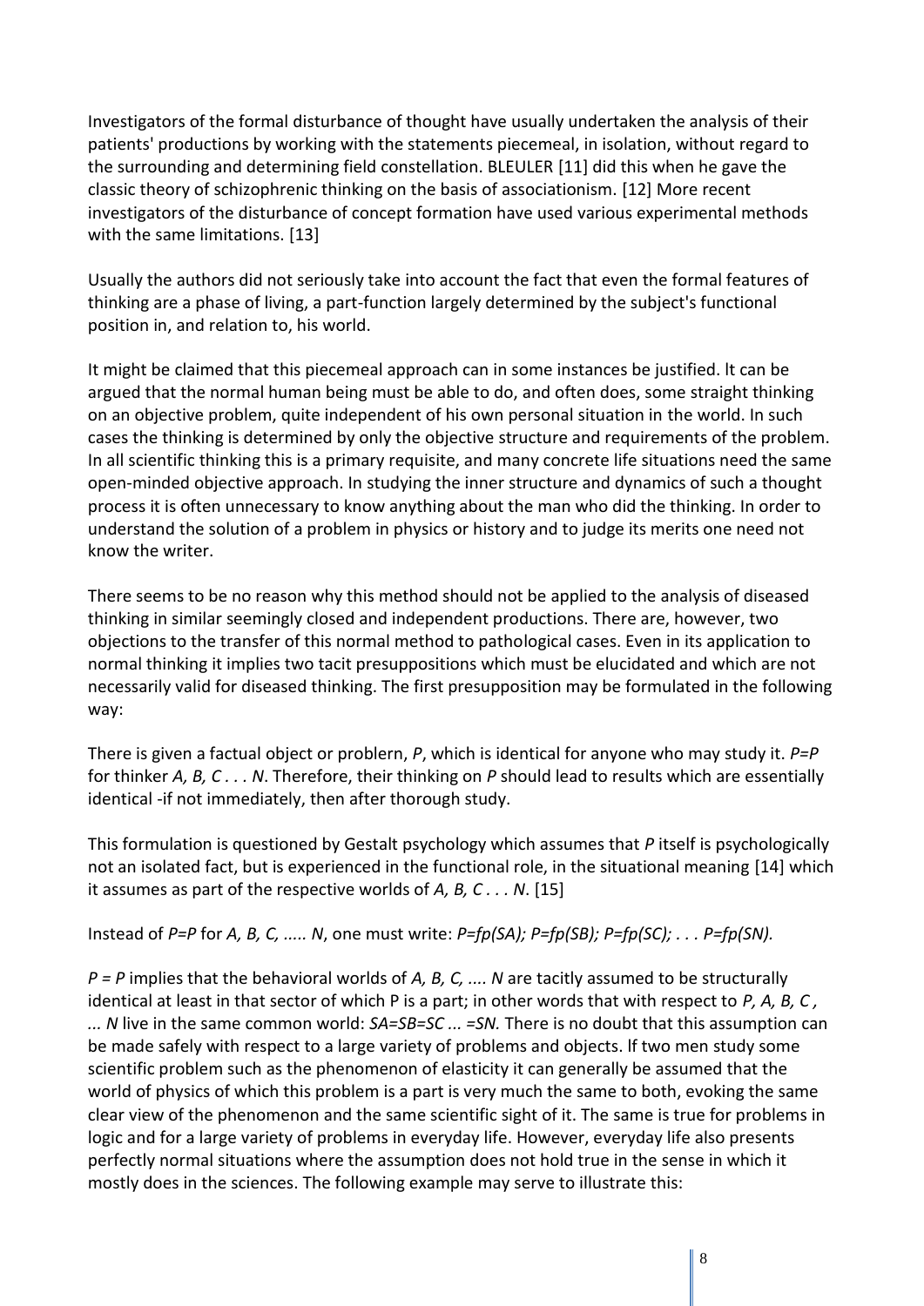Investigators of the formal disturbance of thought have usually undertaken the analysis of their patients' productions by working with the statements piecemeal, in isolation, without regard to the surrounding and determining field constellation. BLEULER [11] did this when he gave the classic theory of schizophrenic thinking on the basis of associationism. [12] More recent investigators of the disturbance of concept formation have used various experimental methods with the same limitations. [13]

Usually the authors did not seriously take into account the fact that even the formal features of thinking are a phase of living, a part-function largely determined by the subject's functional position in, and relation to, his world.

It might be claimed that this piecemeal approach can in some instances be justified. It can be argued that the normal human being must be able to do, and often does, some straight thinking on an objective problem, quite independent of his own personal situation in the world. In such cases the thinking is determined by only the objective structure and requirements of the problem. In all scientific thinking this is a primary requisite, and many concrete life situations need the same open-minded objective approach. In studying the inner structure and dynamics of such a thought process it is often unnecessary to know anything about the man who did the thinking. In order to understand the solution of a problem in physics or history and to judge its merits one need not know the writer.

There seems to be no reason why this method should not be applied to the analysis of diseased thinking in similar seemingly closed and independent productions. There are, however, two objections to the transfer of this normal method to pathological cases. Even in its application to normal thinking it implies two tacit presuppositions which must be elucidated and which are not necessarily valid for diseased thinking. The first presupposition may be formulated in the following way:

There is given a factual object or problern, *P*, which is identical for anyone who may study it. $P=P$ for thinker *A, B, C . . . N*. Therefore, their thinking on *P* should lead to results which are essentially identical -if not immediately, then after thorough study.

This formulation is questioned by Gestalt psychology which assumes that *P* itself is psychologically not an isolated fact, but is experienced in the functional role, in the situational meaning [14] which it assumes as part of the respective worlds of *A, B, C . . . N*. [15]

Instead of $P=P$ for *A, B, C, ..... N*, one must write: $P=fp(SA); P=fp(SB); P=fp(SC); \ldots P=fp(SN)$.

$P = P$ implies that the behavioral worlds of *A, B, C, .... N* are tacitly assumed to be structurally identical at least in that sector of which P is a part; in other words that with respect to *P, A, B, C , ... N* live in the same common world: $SA=SB=SC \ldots =SN$. There is no doubt that this assumption can be made safely with respect to a large variety of problems and objects. If two men study some scientific problem such as the phenomenon of elasticity it can generally be assumed that the world of physics of which this problem is a part is very much the same to both, evoking the same clear view of the phenomenon and the same scientific sight of it. The same is true for problems in logic and for a large variety of problems in everyday life. However, everyday life also presents perfectly normal situations where the assumption does not hold true in the sense in which it mostly does in the sciences. The following example may serve to illustrate this: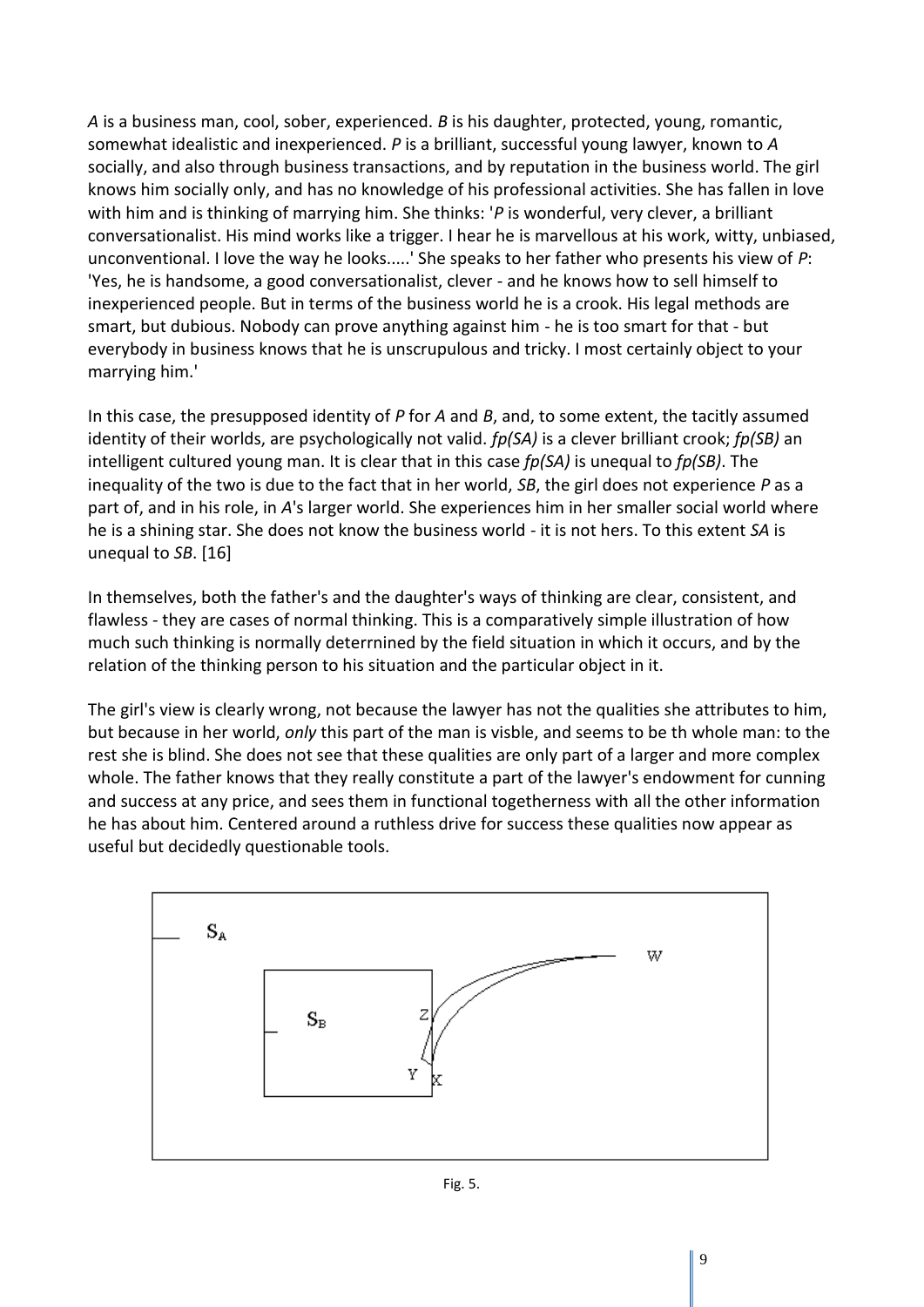*A* is a business man, cool, sober, experienced. *B* is his daughter, protected, young, romantic, somewhat idealistic and inexperienced. *P* is a brilliant, successful young lawyer, known to *A* socially, and also through business transactions, and by reputation in the business world. The girl knows him socially only, and has no knowledge of his professional activities. She has fallen in love with him and is thinking of marrying him. She thinks: '*P* is wonderful, very clever, a brilliant conversationalist. His mind works like a trigger. I hear he is marvellous at his work, witty, unbiased, unconventional. I love the way he looks.....' She speaks to her father who presents his view of *P*: 'Yes, he is handsome, a good conversationalist, clever - and he knows how to sell himself to inexperienced people. But in terms of the business world he is a crook. His legal methods are smart, but dubious. Nobody can prove anything against him - he is too smart for that - but everybody in business knows that he is unscrupulous and tricky. I most certainly object to your marrying him.'

In this case, the presupposed identity of *P* for *A* and *B*, and, to some extent, the tacitly assumed identity of their worlds, are psychologically not valid. *fp(SA)* is a clever brilliant crook; *fp(SB)* an intelligent cultured young man. It is clear that in this case *fp(SA)* is unequal to *fp(SB)*. The inequality of the two is due to the fact that in her world, *SB*, the girl does not experience *P* as a part of, and in his role, in *A*'s larger world. She experiences him in her smaller social world where he is a shining star. She does not know the business world - it is not hers. To this extent *SA* is unequal to *SB*. [16]

In themselves, both the father's and the daughter's ways of thinking are clear, consistent, and flawless - they are cases of normal thinking. This is a comparatively simple illustration of how much such thinking is normally deterrnined by the field situation in which it occurs, and by the relation of the thinking person to his situation and the particular object in it.

The girl's view is clearly wrong, not because the lawyer has not the qualities she attributes to him, but because in her world, *only* this part of the man is visble, and seems to be th whole man: to the rest she is blind. She does not see that these qualities are only part of a larger and more complex whole. The father knows that they really constitute a part of the lawyer's endowment for cunning and success at any price, and sees them in functional togetherness with all the other information he has about him. Centered around a ruthless drive for success these qualities now appear as useful but decidedly questionable tools.

Fig. 5.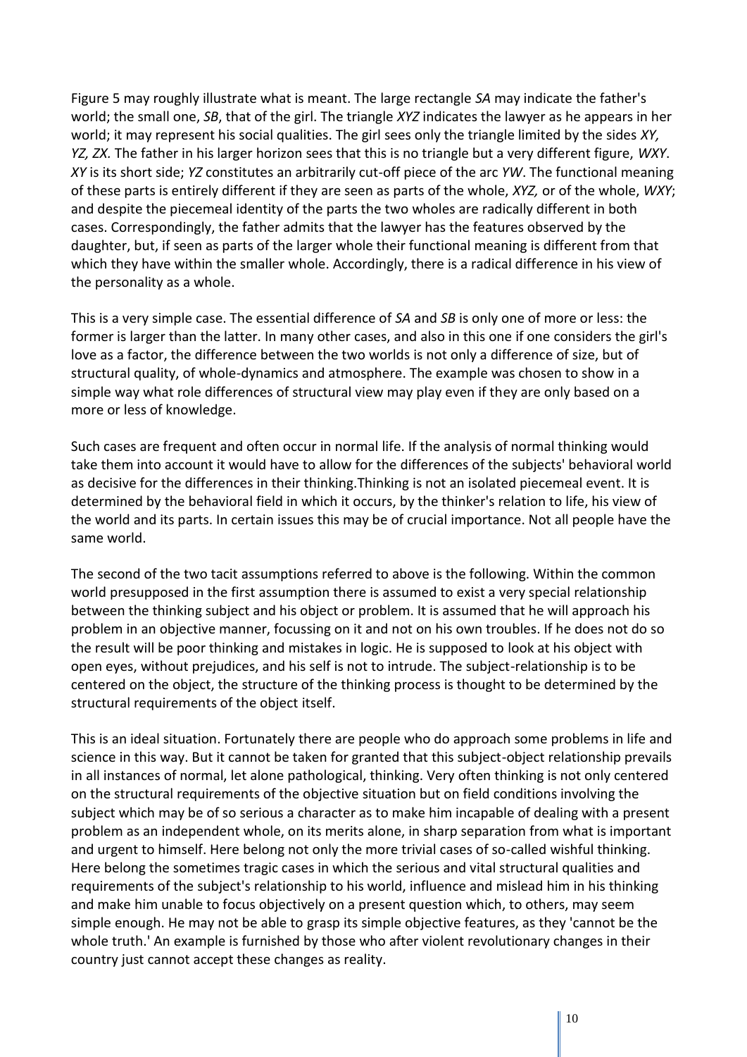Figure 5 may roughly illustrate what is meant. The large rectangle *SA* may indicate the father's world; the small one, *SB*, that of the girl. The triangle *XYZ* indicates the lawyer as he appears in her world; it may represent his social qualities. The girl sees only the triangle limited by the sides *XY, YZ, ZX.* The father in his larger horizon sees that this is no triangle but a very different figure, *WXY*. *XY* is its short side; *YZ* constitutes an arbitrarily cut-off piece of the arc *YW*. The functional meaning of these parts is entirely different if they are seen as parts of the whole, *XYZ,* or of the whole, *WXY*; and despite the piecemeal identity of the parts the two wholes are radically different in both cases. Correspondingly, the father admits that the lawyer has the features observed by the daughter, but, if seen as parts of the larger whole their functional meaning is different from that which they have within the smaller whole. Accordingly, there is a radical difference in his view of the personality as a whole.

This is a very simple case. The essential difference of *SA* and *SB* is only one of more or less: the former is larger than the latter. In many other cases, and also in this one if one considers the girl's love as a factor, the difference between the two worlds is not only a difference of size, but of structural quality, of whole-dynamics and atmosphere. The example was chosen to show in a simple way what role differences of structural view may play even if they are only based on a more or less of knowledge.

Such cases are frequent and often occur in normal life. If the analysis of normal thinking would take them into account it would have to allow for the differences of the subjects' behavioral world as decisive for the differences in their thinking.Thinking is not an isolated piecemeal event. It is determined by the behavioral field in which it occurs, by the thinker's relation to life, his view of the world and its parts. In certain issues this may be of crucial importance. Not all people have the same world.

The second of the two tacit assumptions referred to above is the following. Within the common world presupposed in the first assumption there is assumed to exist a very special relationship between the thinking subject and his object or problem. It is assumed that he will approach his problem in an objective manner, focussing on it and not on his own troubles. If he does not do so the result will be poor thinking and mistakes in logic. He is supposed to look at his object with open eyes, without prejudices, and his self is not to intrude. The subject-relationship is to be centered on the object, the structure of the thinking process is thought to be determined by the structural requirements of the object itself.

This is an ideal situation. Fortunately there are people who do approach some problems in life and science in this way. But it cannot be taken for granted that this subject-object relationship prevails in all instances of normal, let alone pathological, thinking. Very often thinking is not only centered on the structural requirements of the objective situation but on field conditions involving the subject which may be of so serious a character as to make him incapable of dealing with a present problem as an independent whole, on its merits alone, in sharp separation from what is important and urgent to himself. Here belong not only the more trivial cases of so-called wishful thinking. Here belong the sometimes tragic cases in which the serious and vital structural qualities and requirements of the subject's relationship to his world, influence and mislead him in his thinking and make him unable to focus objectively on a present question which, to others, may seem simple enough. He may not be able to grasp its simple objective features, as they 'cannot be the whole truth.' An example is furnished by those who after violent revolutionary changes in their country just cannot accept these changes as reality.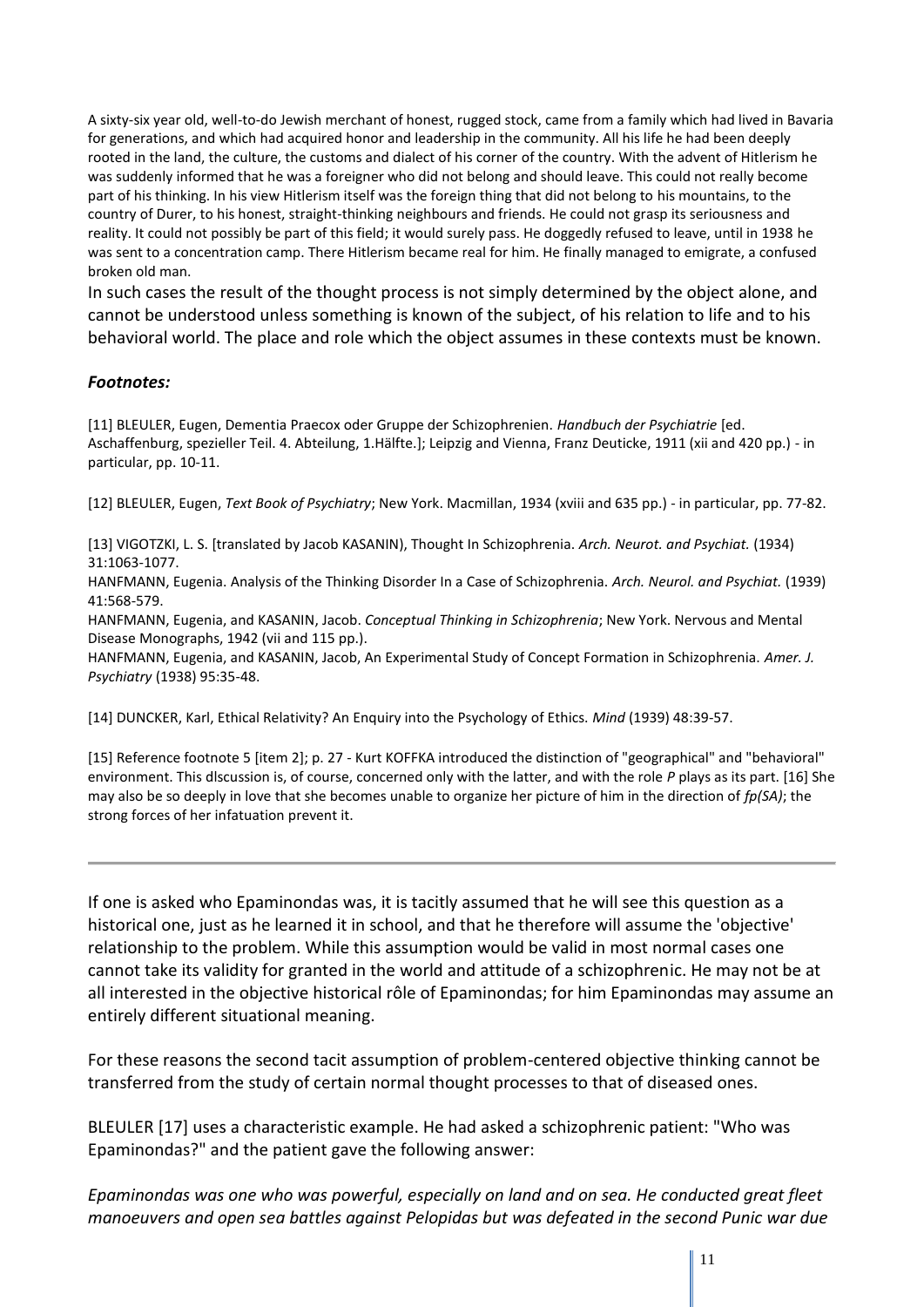A sixty-six year old, well-to-do Jewish merchant of honest, rugged stock, came from a family which had lived in Bavaria for generations, and which had acquired honor and leadership in the community. All his life he had been deeply rooted in the land, the culture, the customs and dialect of his corner of the country. With the advent of Hitlerism he was suddenly informed that he was a foreigner who did not belong and should leave. This could not really become part of his thinking. In his view Hitlerism itself was the foreign thing that did not belong to his mountains, to the country of Durer, to his honest, straight-thinking neighbours and friends. He could not grasp its seriousness and reality. It could not possibly be part of this field; it would surely pass. He doggedly refused to leave, until in 1938 he was sent to a concentration camp. There Hitlerism became real for him. He finally managed to emigrate, a confused broken old man.

In such cases the result of the thought process is not simply determined by the object alone, and cannot be understood unless something is known of the subject, of his relation to life and to his behavioral world. The place and role which the object assumes in these contexts must be known.

### *Footnotes:*

[11] BLEULER, Eugen, Dementia Praecox oder Gruppe der Schizophrenien. *Handbuch der Psychiatrie* [ed. Aschaffenburg, spezieller Teil. 4. Abteilung, 1.Hälfte.]; Leipzig and Vienna, Franz Deuticke, 1911 (xii and 420 pp.) - in particular, pp. 10-11.

[12] BLEULER, Eugen, *Text Book of Psychiatry*; New York. Macmillan, 1934 (xviii and 635 pp.) - in particular, pp. 77-82.

[13] VIGOTZKI, L. S. [translated by Jacob KASANIN], Thought In Schizophrenia. *Arch. Neurot. and Psychiat.* (1934) 31:1063-1077.
HANFMANN, Eugenia. Analysis of the Thinking Disorder In a Case of Schizophrenia. *Arch. Neurol. and Psychiat.* (1939) 41:568-579.
HANFMANN, Eugenia, and KASANIN, Jacob. *Conceptual Thinking in Schizophrenia*; New York. Nervous and Mental Disease Monographs, 1942 (vii and 115 pp.).
HANFMANN, Eugenia, and KASANIN, Jacob, An Experimental Study of Concept Formation in Schizophrenia. *Amer. J. Psychiatry* (1938) 95:35-48.

[14] DUNCKER, Karl, Ethical Relativity? An Enquiry into the Psychology of Ethics. *Mind* (1939) 48:39-57.

[15] Reference footnote 5 [item 2]; p. 27 - Kurt KOFFKA introduced the distinction of "geographical" and "behavioral" environment. This dlscussion is, of course, concerned only with the latter, and with the role *P* plays as its part. [16] She may also be so deeply in love that she becomes unable to organize her picture of him in the direction of *fp(SA)*; the strong forces of her infatuation prevent it.

---

If one is asked who Epaminondas was, it is tacitly assumed that he will see this question as a historical one, just as he learned it in school, and that he therefore will assume the 'objective' relationship to the problem. While this assumption would be valid in most normal cases one cannot take its validity for granted in the world and attitude of a schizophrenic. He may not be at all interested in the objective historical rôle of Epaminondas; for him Epaminondas may assume an entirely different situational meaning.

For these reasons the second tacit assumption of problem-centered objective thinking cannot be transferred from the study of certain normal thought processes to that of diseased ones.

BLEULER [17] uses a characteristic example. He had asked a schizophrenic patient: "Who was Epaminondas?" and the patient gave the following answer:

*Epaminondas was one who was powerful, especially on land and on sea. He conducted great fleet manoeuvers and open sea battles against Pelopidas but was defeated in the second Punic war due*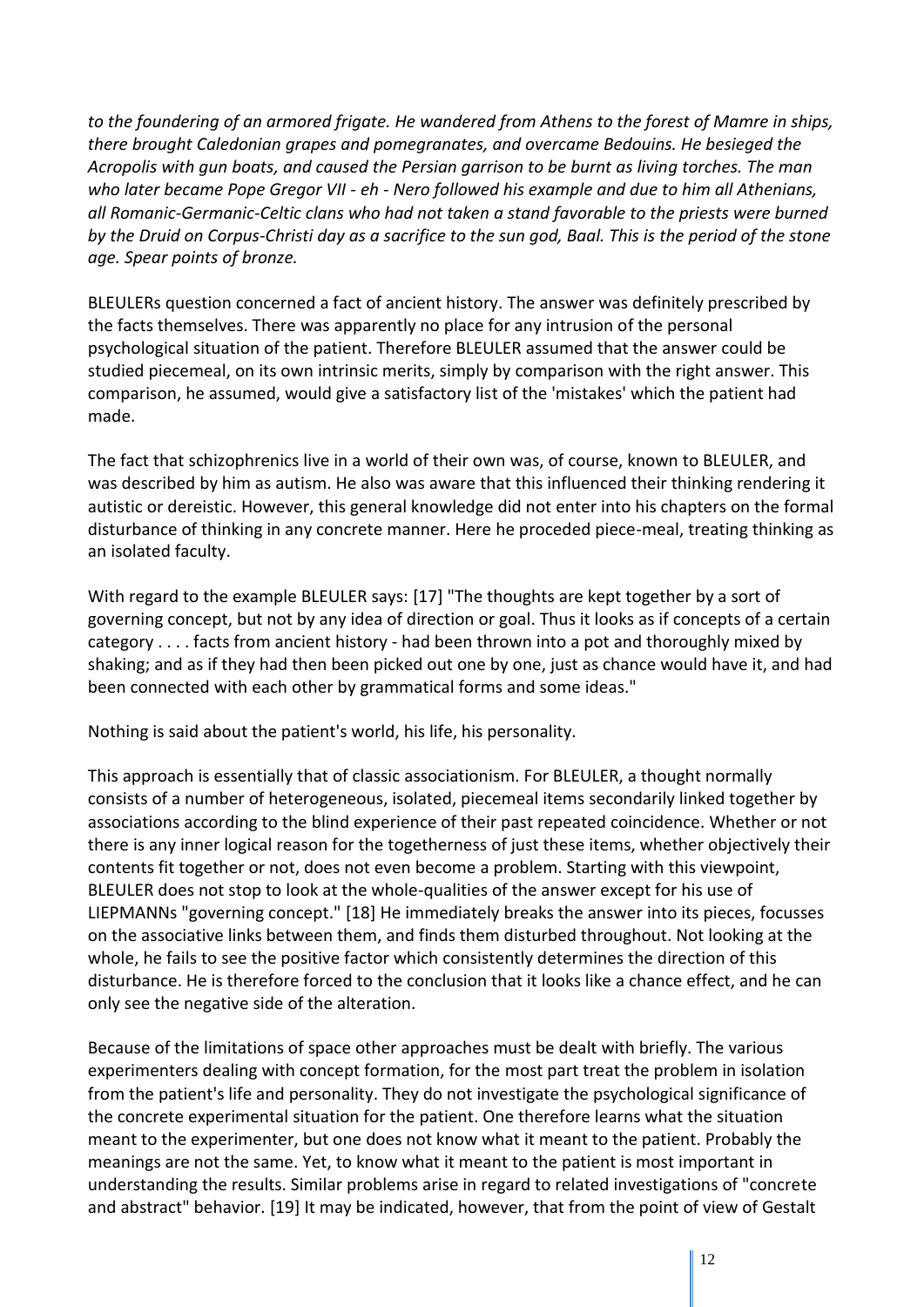*to the foundering of an armored frigate. He wandered from Athens to the forest of Mamre in ships, there brought Caledonian grapes and pomegranates, and overcame Bedouins. He besieged the Acropolis with gun boats, and caused the Persian garrison to be burnt as living torches. The man who later became Pope Gregor VII - eh - Nero followed his example and due to him all Athenians, all Romanic-Germanic-Celtic clans who had not taken a stand favorable to the priests were burned by the Druid on Corpus-Christi day as a sacrifice to the sun god, Baal. This is the period of the stone age. Spear points of bronze.*

BLEULERs question concerned a fact of ancient history. The answer was definitely prescribed by the facts themselves. There was apparently no place for any intrusion of the personal psychological situation of the patient. Therefore BLEULER assumed that the answer could be studied piecemeal, on its own intrinsic merits, simply by comparison with the right answer. This comparison, he assumed, would give a satisfactory list of the 'mistakes' which the patient had made.

The fact that schizophrenics live in a world of their own was, of course, known to BLEULER, and was described by him as autism. He also was aware that this influenced their thinking rendering it autistic or dereistic. However, this general knowledge did not enter into his chapters on the formal disturbance of thinking in any concrete manner. Here he proceded piece-meal, treating thinking as an isolated faculty.

With regard to the example BLEULER says: [17] "The thoughts are kept together by a sort of governing concept, but not by any idea of direction or goal. Thus it looks as if concepts of a certain category . . . . facts from ancient history - had been thrown into a pot and thoroughly mixed by shaking; and as if they had then been picked out one by one, just as chance would have it, and had been connected with each other by grammatical forms and some ideas."

Nothing is said about the patient's world, his life, his personality.

This approach is essentially that of classic associationism. For BLEULER, a thought normally consists of a number of heterogeneous, isolated, piecemeal items secondarily linked together by associations according to the blind experience of their past repeated coincidence. Whether or not there is any inner logical reason for the togetherness of just these items, whether objectively their contents fit together or not, does not even become a problem. Starting with this viewpoint, BLEULER does not stop to look at the whole-qualities of the answer except for his use of LIEPMANNs "governing concept." [18] He immediately breaks the answer into its pieces, focusses on the associative links between them, and finds them disturbed throughout. Not looking at the whole, he fails to see the positive factor which consistently determines the direction of this disturbance. He is therefore forced to the conclusion that it looks like a chance effect, and he can only see the negative side of the alteration.

Because of the limitations of space other approaches must be dealt with briefly. The various experimenters dealing with concept formation, for the most part treat the problem in isolation from the patient's life and personality. They do not investigate the psychological significance of the concrete experimental situation for the patient. One therefore learns what the situation meant to the experimenter, but one does not know what it meant to the patient. Probably the meanings are not the same. Yet, to know what it meant to the patient is most important in understanding the results. Similar problems arise in regard to related investigations of "concrete and abstract" behavior. [19] It may be indicated, however, that from the point of view of Gestalt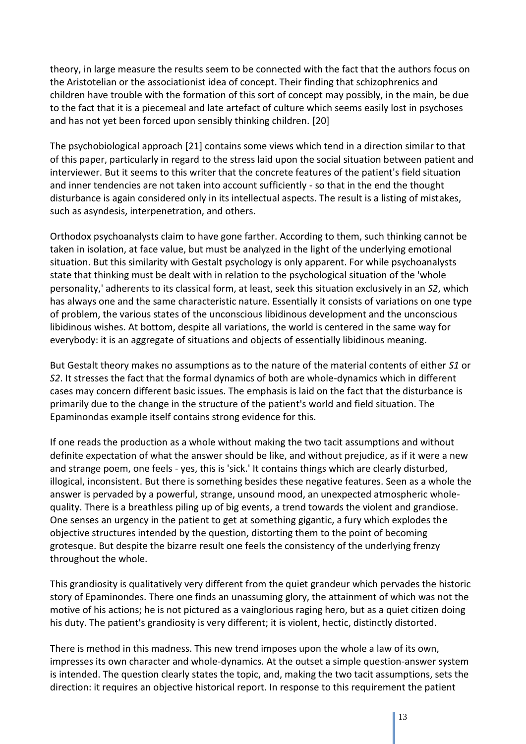theory, in large measure the results seem to be connected with the fact that the authors focus on the Aristotelian or the associationist idea of concept. Their finding that schizophrenics and children have trouble with the formation of this sort of concept may possibly, in the main, be due to the fact that it is a piecemeal and late artefact of culture which seems easily lost in psychoses and has not yet been forced upon sensibly thinking children. [20]

The psychobiological approach [21] contains some views which tend in a direction similar to that of this paper, particularly in regard to the stress laid upon the social situation between patient and interviewer. But it seems to this writer that the concrete features of the patient's field situation and inner tendencies are not taken into account sufficiently - so that in the end the thought disturbance is again considered only in its intellectual aspects. The result is a listing of mistakes, such as asyndesis, interpenetration, and others.

Orthodox psychoanalysts claim to have gone farther. According to them, such thinking cannot be taken in isolation, at face value, but must be analyzed in the light of the underlying emotional situation. But this similarity with Gestalt psychology is only apparent. For while psychoanalysts state that thinking must be dealt with in relation to the psychological situation of the 'whole personality,' adherents to its classical form, at least, seek this situation exclusively in an *S2*, which has always one and the same characteristic nature. Essentially it consists of variations on one type of problem, the various states of the unconscious libidinous development and the unconscious libidinous wishes. At bottom, despite all variations, the world is centered in the same way for everybody: it is an aggregate of situations and objects of essentially libidinous meaning.

But Gestalt theory makes no assumptions as to the nature of the material contents of either *S1* or *S2*. It stresses the fact that the formal dynamics of both are whole-dynamics which in different cases may concern different basic issues. The emphasis is laid on the fact that the disturbance is primarily due to the change in the structure of the patient's world and field situation. The Epaminondas example itself contains strong evidence for this.

If one reads the production as a whole without making the two tacit assumptions and without definite expectation of what the answer should be like, and without prejudice, as if it were a new and strange poem, one feels - yes, this is 'sick.' It contains things which are clearly disturbed, illogical, inconsistent. But there is something besides these negative features. Seen as a whole the answer is pervaded by a powerful, strange, unsound mood, an unexpected atmospheric whole-quality. There is a breathless piling up of big events, a trend towards the violent and grandiose. One senses an urgency in the patient to get at something gigantic, a fury which explodes the objective structures intended by the question, distorting them to the point of becoming grotesque. But despite the bizarre result one feels the consistency of the underlying frenzy throughout the whole.

This grandiosity is qualitatively very different from the quiet grandeur which pervades the historic story of Epaminondes. There one finds an unassuming glory, the attainment of which was not the motive of his actions; he is not pictured as a vainglorious raging hero, but as a quiet citizen doing his duty. The patient's grandiosity is very different; it is violent, hectic, distinctly distorted.

There is method in this madness. This new trend imposes upon the whole a law of its own, impresses its own character and whole-dynamics. At the outset a simple question-answer system is intended. The question clearly states the topic, and, making the two tacit assumptions, sets the direction: it requires an objective historical report. In response to this requirement the patient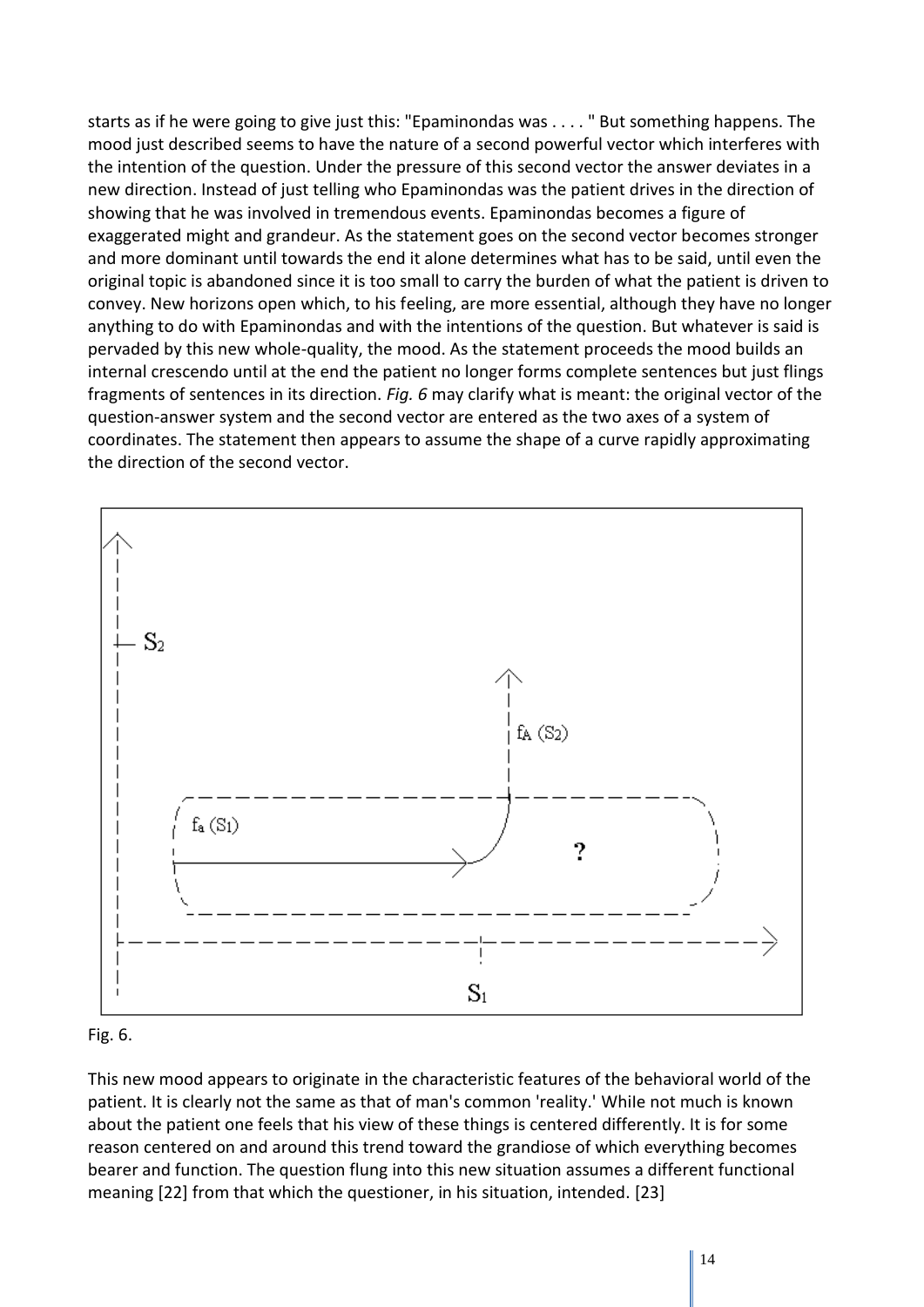starts as if he were going to give just this: "Epaminondas was . . . . " But something happens. The mood just described seems to have the nature of a second powerful vector which interferes with the intention of the question. Under the pressure of this second vector the answer deviates in a new direction. Instead of just telling who Epaminondas was the patient drives in the direction of showing that he was involved in tremendous events. Epaminondas becomes a figure of exaggerated might and grandeur. As the statement goes on the second vector becomes stronger and more dominant until towards the end it alone determines what has to be said, until even the original topic is abandoned since it is too small to carry the burden of what the patient is driven to convey. New horizons open which, to his feeling, are more essential, although they have no longer anything to do with Epaminondas and with the intentions of the question. But whatever is said is pervaded by this new whole-quality, the mood. As the statement proceeds the mood builds an internal crescendo until at the end the patient no longer forms complete sentences but just flings fragments of sentences in its direction. *Fig. 6* may clarify what is meant: the original vector of the question-answer system and the second vector are entered as the two axes of a system of coordinates. The statement then appears to assume the shape of a curve rapidly approximating the direction of the second vector.

Fig. 6.

This new mood appears to originate in the characteristic features of the behavioral world of the patient. It is clearly not the same as that of man's common 'reality.' While not much is known about the patient one feels that his view of these things is centered differently. It is for some reason centered on and around this trend toward the grandiose of which everything becomes bearer and function. The question flung into this new situation assumes a different functional meaning [22] from that which the questioner, in his situation, intended. [23]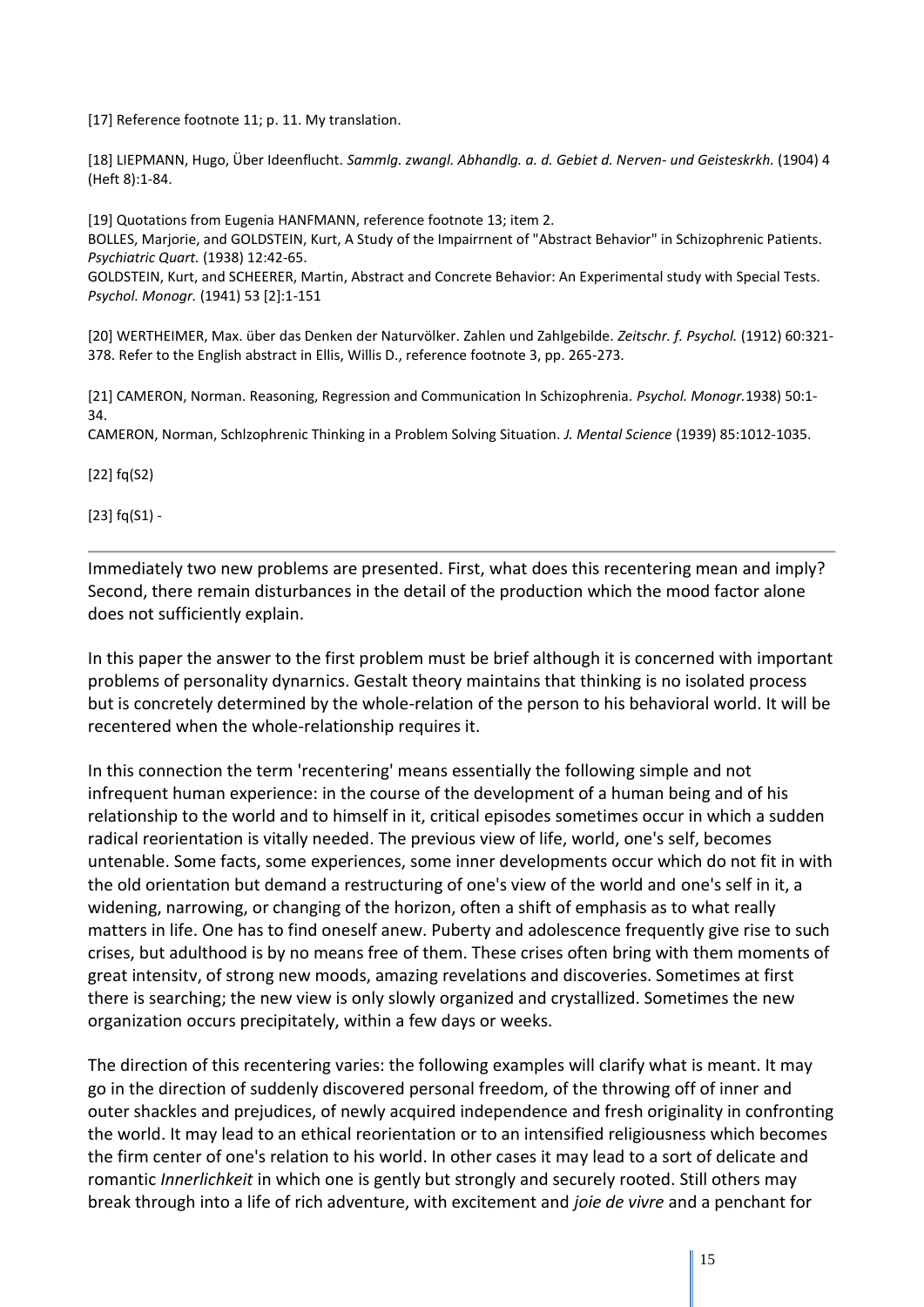[17] Reference footnote 11; p. 11. My translation.

[18] LIEPMANN, Hugo, Über Ideenflucht. *Sammlg. zwangl. Abhandlg. a. d. Gebiet d. Nerven- und Geisteskrkh.* (1904) 4 (Heft 8):1-84.

[19] Quotations from Eugenia HANFMANN, reference footnote 13; item 2.
BOLLES, Marjorie, and GOLDSTEIN, Kurt, A Study of the Impairrnent of "Abstract Behavior" in Schizophrenic Patients. *Psychiatric Quart.* (1938) 12:42-65.
GOLDSTEIN, Kurt, and SCHEERER, Martin, Abstract and Concrete Behavior: An Experimental study with Special Tests. *Psychol. Monogr.* (1941) 53 [2]:1-151

[20] WERTHEIMER, Max. über das Denken der Naturvölker. Zahlen und Zahlgebilde. *Zeitschr. f. Psychol.* (1912) 60:321-378. Refer to the English abstract in Ellis, Willis D., reference footnote 3, pp. 265-273.

[21] CAMERON, Norman. Reasoning, Regression and Communication In Schizophrenia. *Psychol. Monogr.*1938) 50:1-34.
CAMERON, Norman, Schlzophrenic Thinking in a Problem Solving Situation. *J. Mental Science* (1939) 85:1012-1035.

[22] fq(S2)

[23] fq(S1) -

---

Immediately two new problems are presented. First, what does this recentering mean and imply? Second, there remain disturbances in the detail of the production which the mood factor alone does not sufficiently explain.

In this paper the answer to the first problem must be brief although it is concerned with important problems of personality dynarnics. Gestalt theory maintains that thinking is no isolated process but is concretely determined by the whole-relation of the person to his behavioral world. It will be recentered when the whole-relationship requires it.

In this connection the term 'recentering' means essentially the following simple and not infrequent human experience: in the course of the development of a human being and of his relationship to the world and to himself in it, critical episodes sometimes occur in which a sudden radical reorientation is vitally needed. The previous view of life, world, one's self, becomes untenable. Some facts, some experiences, some inner developments occur which do not fit in with the old orientation but demand a restructuring of one's view of the world and one's self in it, a widening, narrowing, or changing of the horizon, often a shift of emphasis as to what really matters in life. One has to find oneself anew. Puberty and adolescence frequently give rise to such crises, but adulthood is by no means free of them. These crises often bring with them moments of great intensitv, of strong new moods, amazing revelations and discoveries. Sometimes at first there is searching; the new view is only slowly organized and crystallized. Sometimes the new organization occurs precipitately, within a few days or weeks.

The direction of this recentering varies: the following examples will clarify what is meant. It may go in the direction of suddenly discovered personal freedom, of the throwing off of inner and outer shackles and prejudices, of newly acquired independence and fresh originality in confronting the world. It may lead to an ethical reorientation or to an intensified religiousness which becomes the firm center of one's relation to his world. In other cases it may lead to a sort of delicate and romantic *Innerlichkeit* in which one is gently but strongly and securely rooted. Still others may break through into a life of rich adventure, with excitement and *joie de vivre* and a penchant for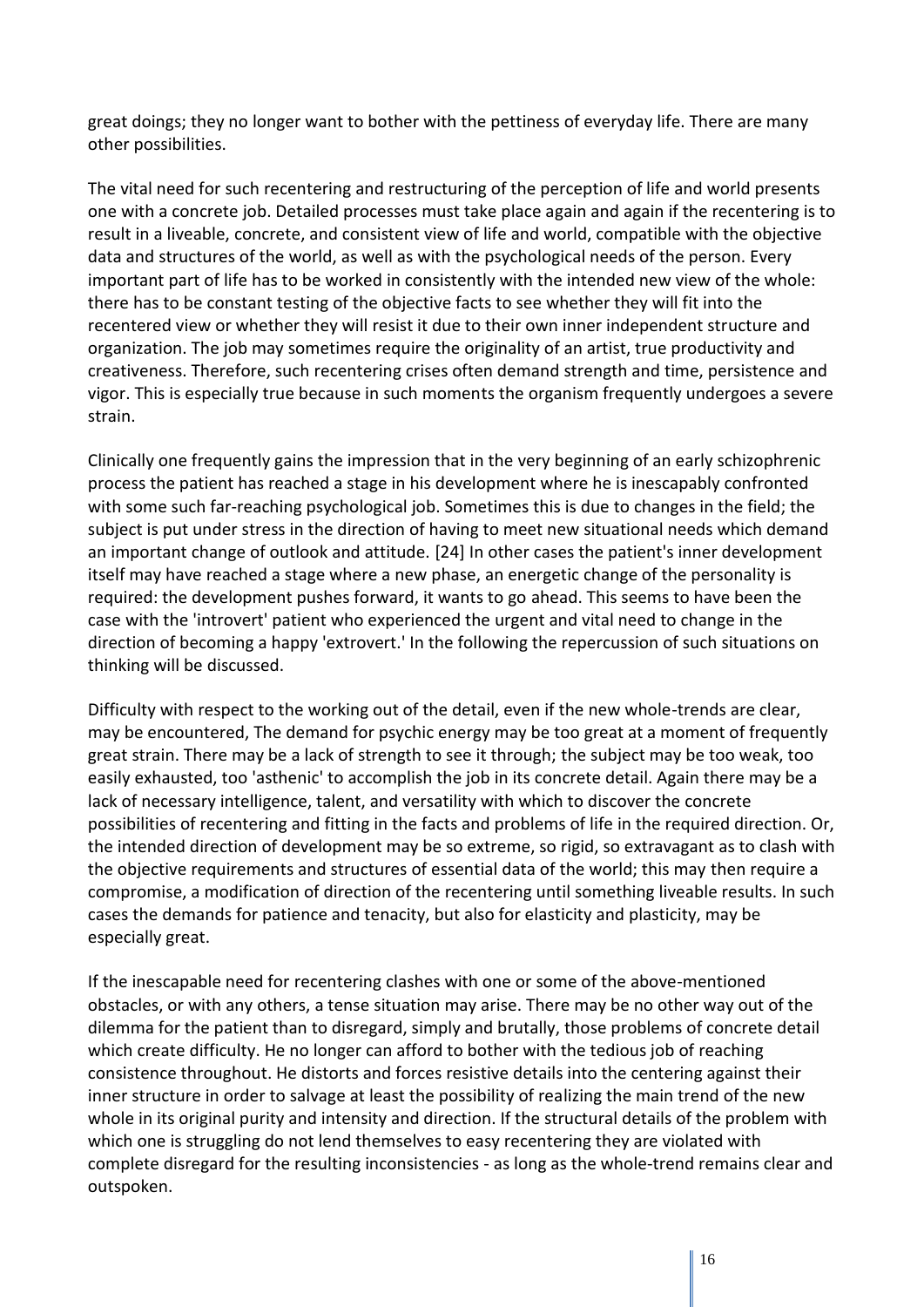great doings; they no longer want to bother with the pettiness of everyday life. There are many other possibilities.

The vital need for such recentering and restructuring of the perception of life and world presents one with a concrete job. Detailed processes must take place again and again if the recentering is to result in a liveable, concrete, and consistent view of life and world, compatible with the objective data and structures of the world, as well as with the psychological needs of the person. Every important part of life has to be worked in consistently with the intended new view of the whole: there has to be constant testing of the objective facts to see whether they will fit into the recentered view or whether they will resist it due to their own inner independent structure and organization. The job may sometimes require the originality of an artist, true productivity and creativeness. Therefore, such recentering crises often demand strength and time, persistence and vigor. This is especially true because in such moments the organism frequently undergoes a severe strain.

Clinically one frequently gains the impression that in the very beginning of an early schizophrenic process the patient has reached a stage in his development where he is inescapably confronted with some such far-reaching psychological job. Sometimes this is due to changes in the field; the subject is put under stress in the direction of having to meet new situational needs which demand an important change of outlook and attitude. [24] In other cases the patient's inner development itself may have reached a stage where a new phase, an energetic change of the personality is required: the development pushes forward, it wants to go ahead. This seems to have been the case with the 'introvert' patient who experienced the urgent and vital need to change in the direction of becoming a happy 'extrovert.' In the following the repercussion of such situations on thinking will be discussed.

Difficulty with respect to the working out of the detail, even if the new whole-trends are clear, may be encountered, The demand for psychic energy may be too great at a moment of frequently great strain. There may be a lack of strength to see it through; the subject may be too weak, too easily exhausted, too 'asthenic' to accomplish the job in its concrete detail. Again there may be a lack of necessary intelligence, talent, and versatility with which to discover the concrete possibilities of recentering and fitting in the facts and problems of life in the required direction. Or, the intended direction of development may be so extreme, so rigid, so extravagant as to clash with the objective requirements and structures of essential data of the world; this may then require a compromise, a modification of direction of the recentering until something liveable results. In such cases the demands for patience and tenacity, but also for elasticity and plasticity, may be especially great.

If the inescapable need for recentering clashes with one or some of the above-mentioned obstacles, or with any others, a tense situation may arise. There may be no other way out of the dilemma for the patient than to disregard, simply and brutally, those problems of concrete detail which create difficulty. He no longer can afford to bother with the tedious job of reaching consistence throughout. He distorts and forces resistive details into the centering against their inner structure in order to salvage at least the possibility of realizing the main trend of the new whole in its original purity and intensity and direction. If the structural details of the problem with which one is struggling do not lend themselves to easy recentering they are violated with complete disregard for the resulting inconsistencies - as long as the whole-trend remains clear and outspoken.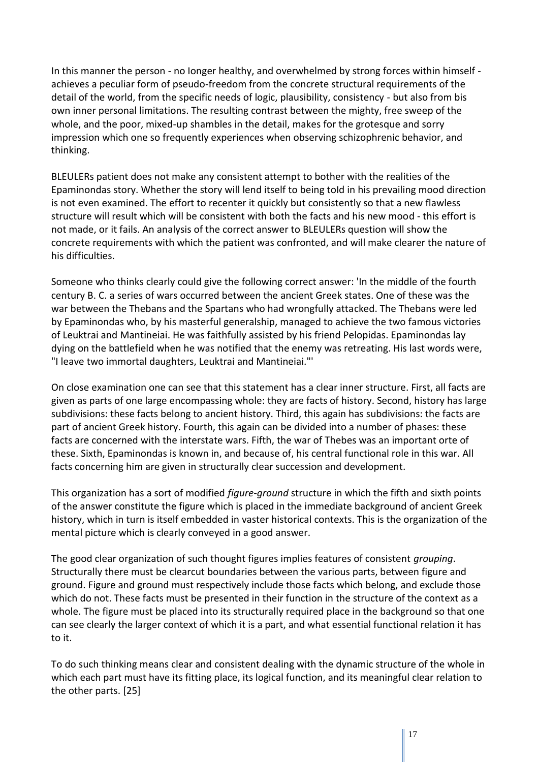In this manner the person - no Ionger healthy, and overwhelmed by strong forces within himself - achieves a peculiar form of pseudo-freedom from the concrete structural requirements of the detail of the world, from the specific needs of logic, plausibility, consistency - but also from bis own inner personal limitations. The resulting contrast between the mighty, free sweep of the whole, and the poor, mixed-up shambles in the detail, makes for the grotesque and sorry impression which one so frequently experiences when observing schizophrenic behavior, and thinking.

BLEULERs patient does not make any consistent attempt to bother with the realities of the Epaminondas story. Whether the story will lend itself to being toId in his prevailing mood direction is not even examined. The effort to recenter it quickly but consistently so that a new flawless structure will result which will be consistent with both the facts and his new mood - this effort is not made, or it fails. An analysis of the correct answer to BLEULERs question will show the concrete requirements with which the patient was confronted, and will make clearer the nature of his difficulties.

Someone who thinks clearly could give the following correct answer: 'In the middle of the fourth century B. C. a series of wars occurred between the ancient Greek states. One of these was the war between the Thebans and the Spartans who had wrongfully attacked. The Thebans were led by Epaminondas who, by his masterful generalship, managed to achieve the two famous victories of Leuktrai and Mantineiai. He was faithfully assisted by his friend Pelopidas. Epaminondas lay dying on the battlefield when he was notified that the enemy was retreating. His last words were, "I leave two immortal daughters, Leuktrai and Mantineiai."'

On close examination one can see that this statement has a clear inner structure. First, all facts are given as parts of one large encompassing whole: they are facts of history. Second, history has large subdivisions: these facts belong to ancient history. Third, this again has subdivisions: the facts are part of ancient Greek history. Fourth, this again can be divided into a number of phases: these facts are concerned with the interstate wars. Fifth, the war of Thebes was an important orte of these. Sixth, Epaminondas is known in, and because of, his central functional role in this war. All facts concerning him are given in structurally clear succession and development.

This organization has a sort of modified *figure-ground* structure in which the fifth and sixth points of the answer constitute the figure which is placed in the immediate background of ancient Greek history, which in turn is itself embedded in vaster historical contexts. This is the organization of the mental picture which is clearly conveyed in a good answer.

The good clear organization of such thought figures implies features of consistent *grouping*. Structurally there must be clearcut boundaries between the various parts, between figure and ground. Figure and ground must respectively include those facts which belong, and exclude those which do not. These facts must be presented in their function in the structure of the context as a whole. The figure must be placed into its structurally required place in the background so that one can see clearly the larger context of which it is a part, and what essential functional relation it has to it.

To do such thinking means clear and consistent dealing with the dynamic structure of the whole in which each part must have its fitting place, its logical function, and its meaningful clear relation to the other parts. [25]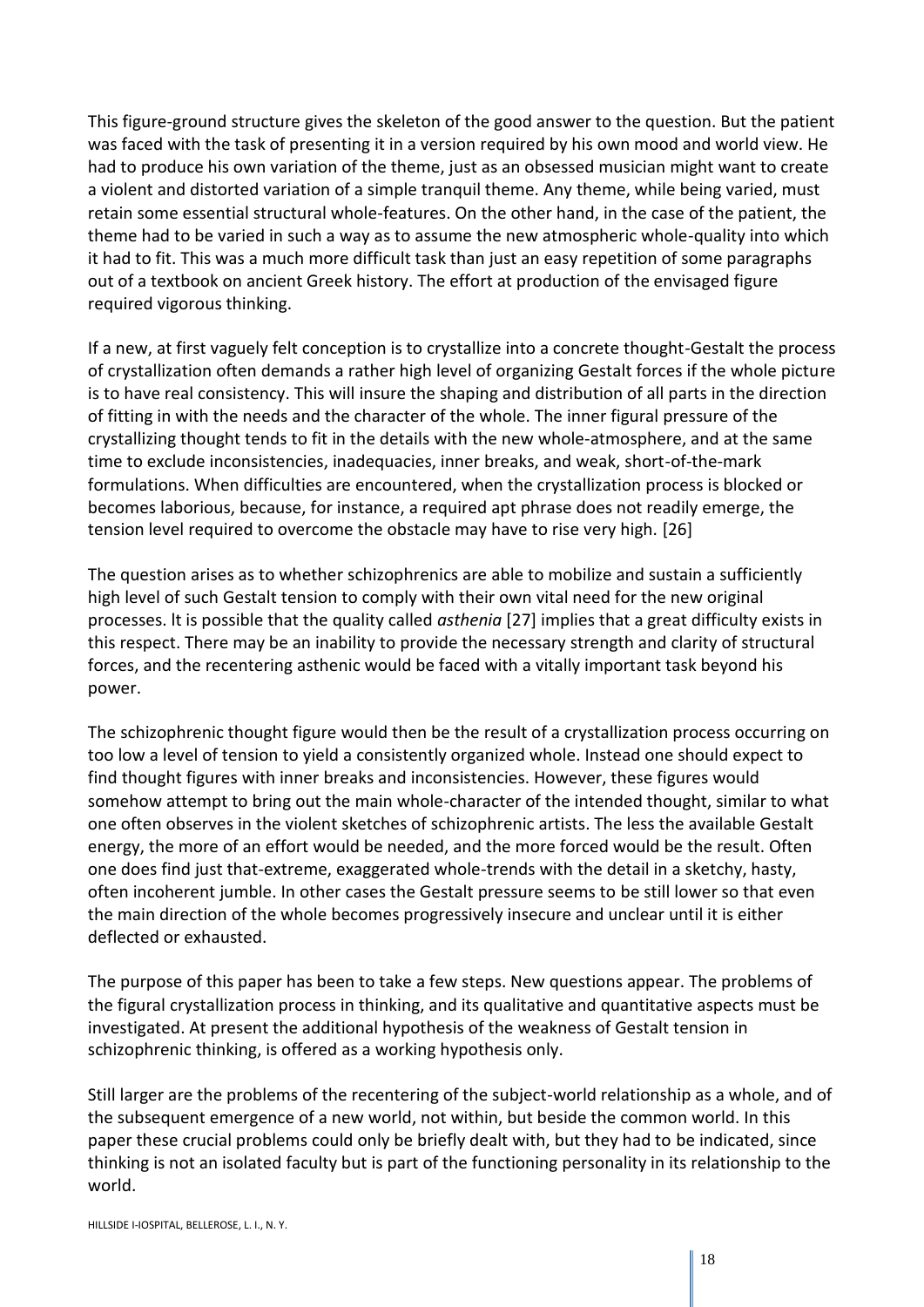This figure-ground structure gives the skeleton of the good answer to the question. But the patient was faced with the task of presenting it in a version required by his own mood and world view. He had to produce his own variation of the theme, just as an obsessed musician might want to create a violent and distorted variation of a simple tranquil theme. Any theme, while being varied, must retain some essential structural whole-features. On the other hand, in the case of the patient, the theme had to be varied in such a way as to assume the new atmospheric whole-quality into which it had to fit. This was a much more difficult task than just an easy repetition of some paragraphs out of a textbook on ancient Greek history. The effort at production of the envisaged figure required vigorous thinking.

If a new, at first vaguely felt conception is to crystallize into a concrete thought-Gestalt the process of crystallization often demands a rather high level of organizing Gestalt forces if the whole picture is to have real consistency. This will insure the shaping and distribution of all parts in the direction of fitting in with the needs and the character of the whole. The inner figural pressure of the crystallizing thought tends to fit in the details with the new whole-atmosphere, and at the same time to exclude inconsistencies, inadequacies, inner breaks, and weak, short-of-the-mark formulations. When difficulties are encountered, when the crystallization process is blocked or becomes laborious, because, for instance, a required apt phrase does not readily emerge, the tension level required to overcome the obstacle may have to rise very high. [26]

The question arises as to whether schizophrenics are able to mobilize and sustain a sufficiently high level of such Gestalt tension to comply with their own vital need for the new original processes. It is possible that the quality called *asthenia* [27] implies that a great difficulty exists in this respect. There may be an inability to provide the necessary strength and clarity of structural forces, and the recentering asthenic would be faced with a vitally important task beyond his power.

The schizophrenic thought figure would then be the result of a crystallization process occurring on too low a level of tension to yield a consistently organized whole. Instead one should expect to find thought figures with inner breaks and inconsistencies. However, these figures would somehow attempt to bring out the main whole-character of the intended thought, similar to what one often observes in the violent sketches of schizophrenic artists. The less the available Gestalt energy, the more of an effort would be needed, and the more forced would be the result. Often one does find just that-extreme, exaggerated whole-trends with the detail in a sketchy, hasty, often incoherent jumble. In other cases the Gestalt pressure seems to be still lower so that even the main direction of the whole becomes progressively insecure and unclear until it is either deflected or exhausted.

The purpose of this paper has been to take a few steps. New questions appear. The problems of the figural crystallization process in thinking, and its qualitative and quantitative aspects must be investigated. At present the additional hypothesis of the weakness of Gestalt tension in schizophrenic thinking, is offered as a working hypothesis only.

Still larger are the problems of the recentering of the subject-world relationship as a whole, and of the subsequent emergence of a new world, not within, but beside the common world. In this paper these crucial problems could only be briefly dealt with, but they had to be indicated, since thinking is not an isolated faculty but is part of the functioning personality in its relationship to the world.

HILLSIDE I-IOSPITAL, BELLEROSE, L. I., N. Y.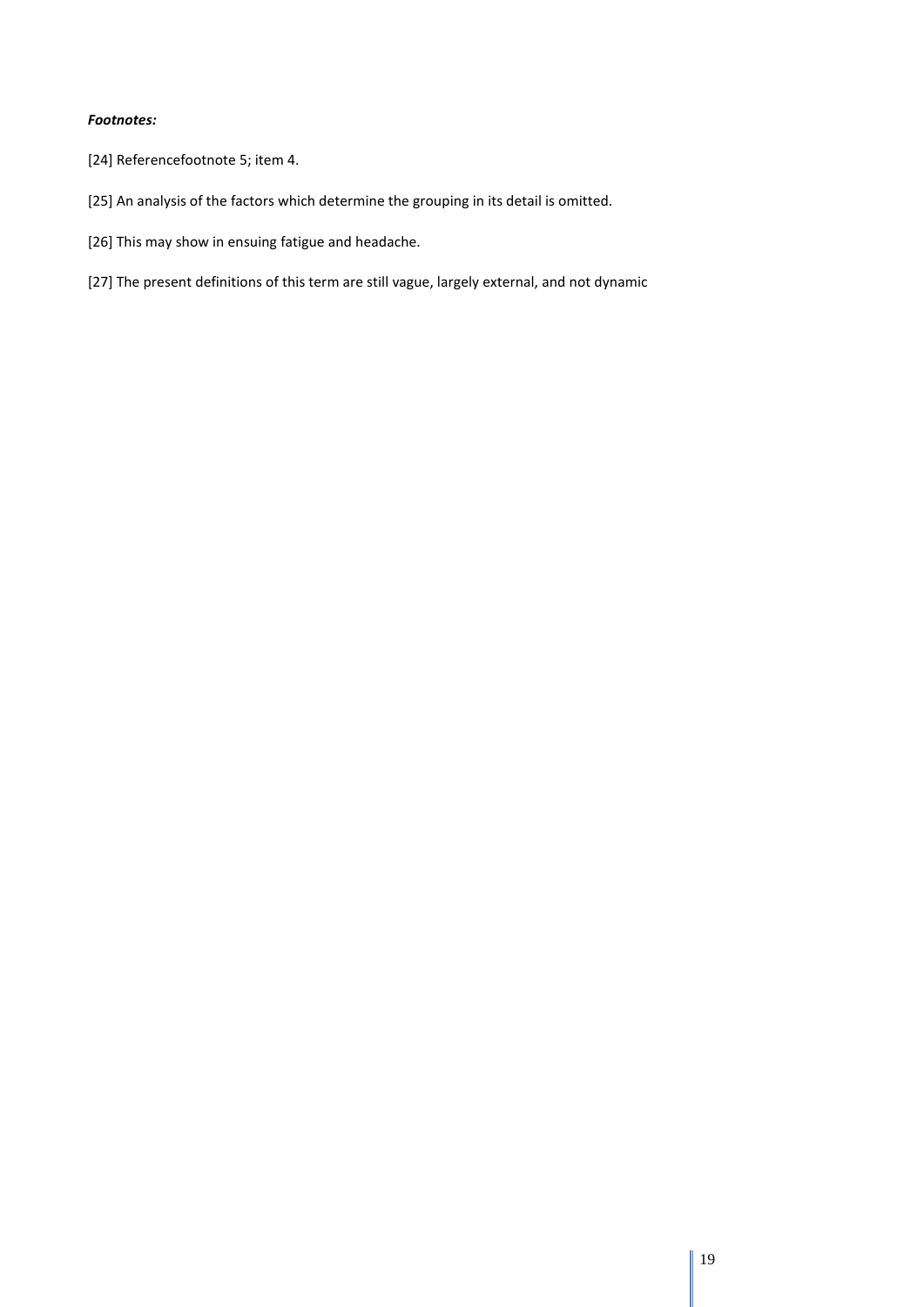***Footnotes:***

[24] Referencefootnote 5; item 4.

[25] An analysis of the factors which determine the grouping in its detail is omitted.

[26] This may show in ensuing fatigue and headache.

[27] The present definitions of this term are still vague, largely external, and not dynamic